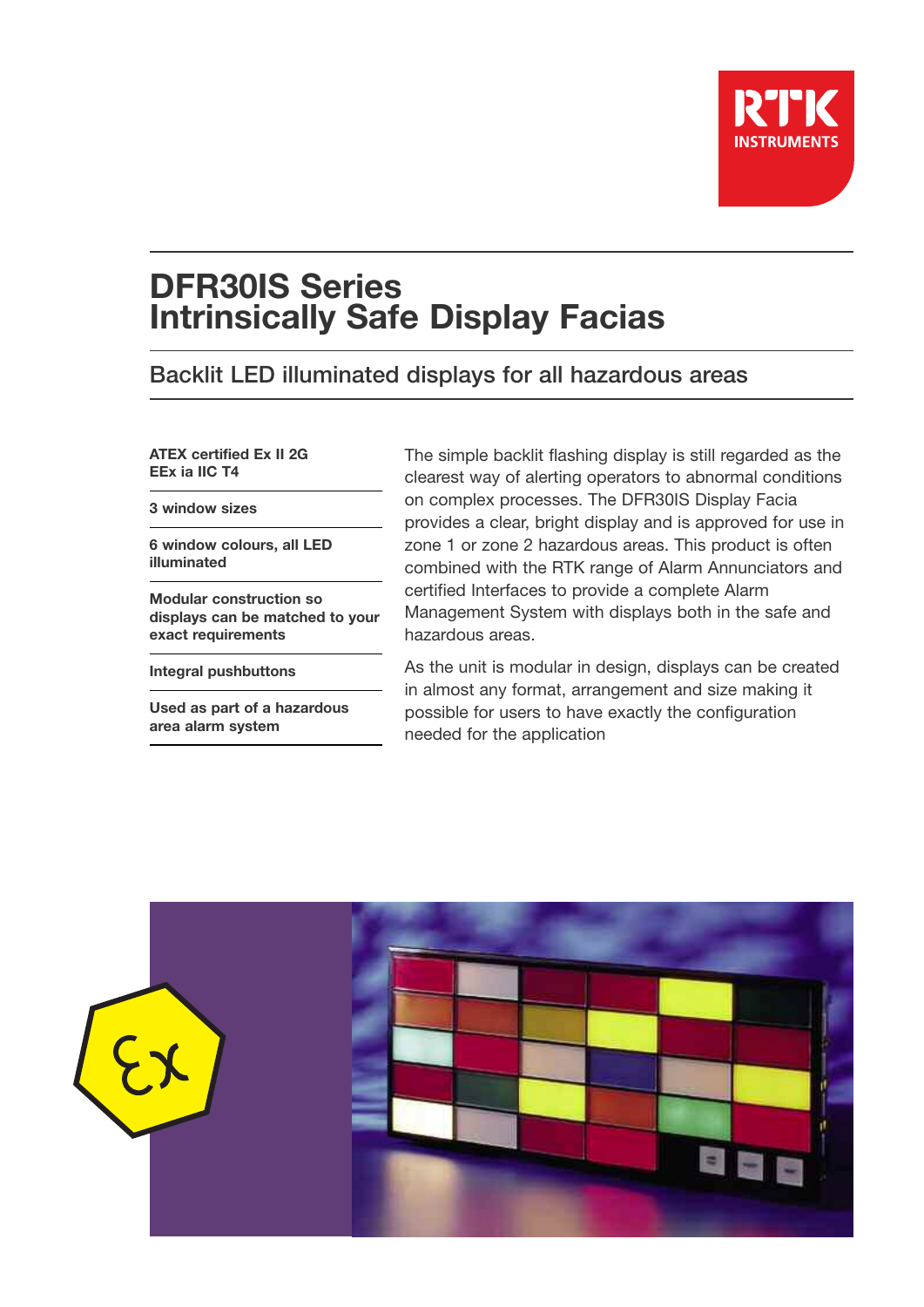RTK INSTRUMENTS

# DFR30IS Series
# Intrinsically Safe Display Facias

## Backlit LED illuminated displays for all hazardous areas

**ATEX certified Ex II 2G EEx ia IIC T4**

**3 window sizes**

**6 window colours, all LED illuminated**

**Modular construction so displays can be matched to your exact requirements**

**Integral pushbuttons**

**Used as part of a hazardous area alarm system**

The simple backlit flashing display is still regarded as the clearest way of alerting operators to abnormal conditions on complex processes. The DFR30IS Display Facia provides a clear, bright display and is approved for use in zone 1 or zone 2 hazardous areas. This product is often combined with the RTK range of Alarm Annunciators and certified Interfaces to provide a complete Alarm Management System with displays both in the safe and hazardous areas.

As the unit is modular in design, displays can be created in almost any format, arrangement and size making it possible for users to have exactly the configuration needed for the application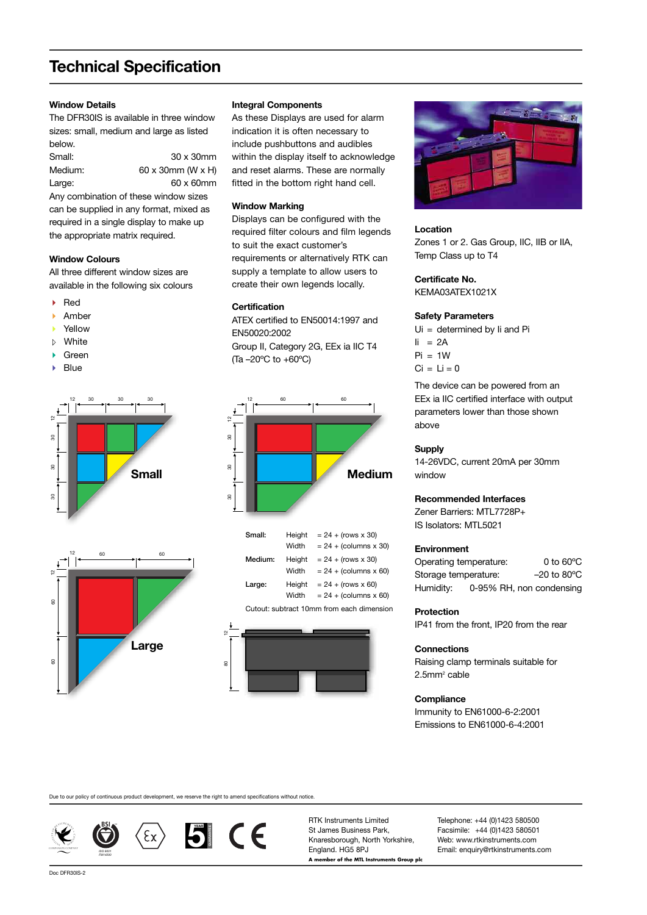# Technical Specification

### Window Details

The DFR30IS is available in three window sizes: small, medium and large as listed below.

| | |
|---|---|
| Small: | 30 x 30mm |
| Medium: | 60 x 30mm (W x H) |
| Large: | 60 x 60mm |

Any combination of these window sizes can be supplied in any format, mixed as required in a single display to make up the appropriate matrix required.

### Window Colours

All three different window sizes are available in the following six colours

- Red
- Amber
- Yellow
- White
- Green
- Blue

### Integral Components

As these Displays are used for alarm indication it is often necessary to include pushbuttons and audibles within the display itself to acknowledge and reset alarms. These are normally fitted in the bottom right hand cell.

### Window Marking

Displays can be configured with the required filter colours and film legends to suit the exact customer's requirements or alternatively RTK can supply a template to allow users to create their own legends locally.

### Certification

ATEX certified to EN50014:1997 and EN50020:2002

Group II, Category 2G, EEx ia IIC T4 (Ta –20ºC to +60ºC)

12 30 30 30
12 30 30 30
Small

12 60 60
12 30 30 30
Medium

12 60 60
12 60 60
Large

| | | |
|---|---|---|
| Small: | Height | = 24 + (rows x 30) |
| | Width | = 24 + (columns x 30) |
| Medium: | Height | = 24 + (rows x 30) |
| | Width | = 24 + (columns x 60) |
| Large: | Height | = 24 + (rows x 60) |
| | Width | = 24 + (columns x 60) |

Cutout: subtract 10mm from each dimension

12
80

### Location

Zones 1 or 2. Gas Group, IIC, IIB or IIA, Temp Class up to T4

### Certificate No.

KEMA03ATEX1021X

### Safety Parameters

Ui = determined by Ii and Pi

Ii = 2A

Pi = 1W

Ci = Li = 0

The device can be powered from an EEx ia IIC certified interface with output parameters lower than those shown above

### Supply

14-26VDC, current 20mA per 30mm window

### Recommended Interfaces

Zener Barriers: MTL7728P+

IS Isolators: MTL5021

### Environment

| | |
|---|---|
| Operating temperature: | 0 to 60ºC |
| Storage temperature: | –20 to 80ºC |
| Humidity: | 0-95% RH, non condensing |

### Protection

IP41 from the front, IP20 from the rear

### Connections

Raising clamp terminals suitable for 2.5mm² cable

### Compliance

Immunity to EN61000-6-2:2001

Emissions to EN61000-6-4:2001

Due to our policy of continuous product development, we reserve the right to amend specifications without notice.

RTK Instruments Limited
St James Business Park,
Knaresborough, North Yorkshire,
England. HG5 8PJ
**A member of the MTL Instruments Group plc**

Telephone: +44 (0)1423 580500
Facsimile: +44 (0)1423 580501
Web: www.rtkinstruments.com
Email: enquiry@rtkinstruments.com

Doc DFR30IS-2